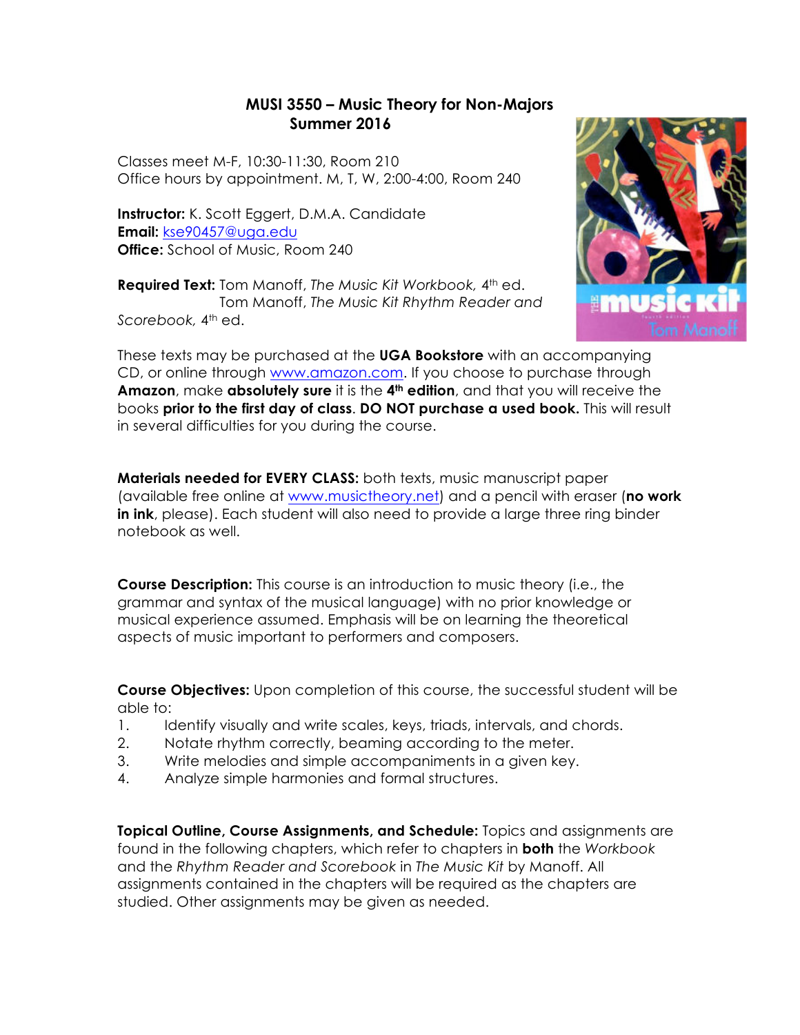# MUSI 3550 – Music Theory for Non-Majors
## Summer 2016

Classes meet M-F, 10:30-11:30, Room 210
Office hours by appointment. M, T, W, 2:00-4:00, Room 240

**Instructor:** K. Scott Eggert, D.M.A. Candidate
**Email:** kse90457@uga.edu
**Office:** School of Music, Room 240

**Required Text:** Tom Manoff, *The Music Kit Workbook*, 4th ed.
Tom Manoff, *The Music Kit Rhythm Reader and Scorebook*, 4th ed.

These texts may be purchased at the **UGA Bookstore** with an accompanying CD, or online through www.amazon.com. If you choose to purchase through **Amazon**, make **absolutely sure** it is the **4th edition**, and that you will receive the books **prior to the first day of class**. **DO NOT purchase a used book.** This will result in several difficulties for you during the course.

**Materials needed for EVERY CLASS:** both texts, music manuscript paper (available free online at www.musictheory.net) and a pencil with eraser (**no work in ink**, please). Each student will also need to provide a large three ring binder notebook as well.

**Course Description:** This course is an introduction to music theory (i.e., the grammar and syntax of the musical language) with no prior knowledge or musical experience assumed. Emphasis will be on learning the theoretical aspects of music important to performers and composers.

**Course Objectives:** Upon completion of this course, the successful student will be able to:

1. Identify visually and write scales, keys, triads, intervals, and chords.
2. Notate rhythm correctly, beaming according to the meter.
3. Write melodies and simple accompaniments in a given key.
4. Analyze simple harmonies and formal structures.

**Topical Outline, Course Assignments, and Schedule:** Topics and assignments are found in the following chapters, which refer to chapters in **both** the *Workbook* and the *Rhythm Reader and Scorebook* in *The Music Kit* by Manoff. All assignments contained in the chapters will be required as the chapters are studied. Other assignments may be given as needed.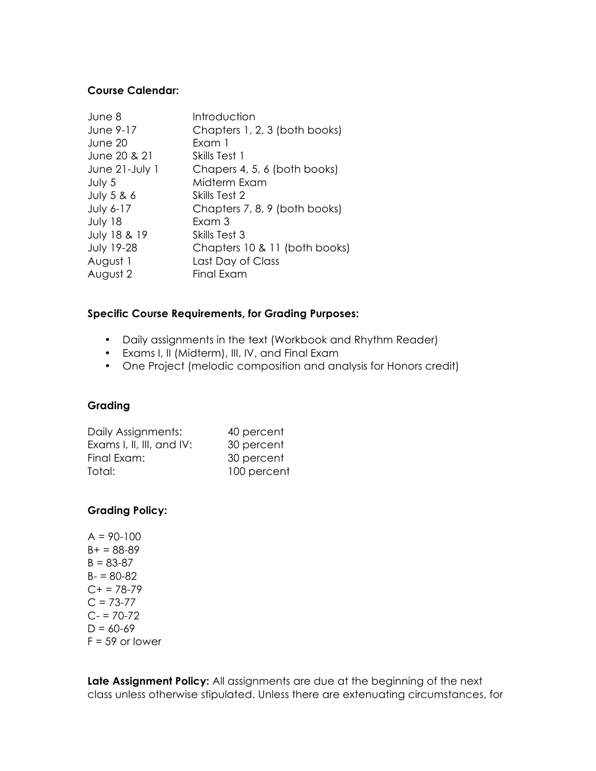**Course Calendar:**

| | |
|---|---|
| June 8 | Introduction |
| June 9-17 | Chapters 1, 2, 3 (both books) |
| June 20 | Exam 1 |
| June 20 & 21 | Skills Test 1 |
| June 21-July 1 | Chapers 4, 5, 6 (both books) |
| July 5 | Midterm Exam |
| July 5 & 6 | Skills Test 2 |
| July 6-17 | Chapters 7, 8, 9 (both books) |
| July 18 | Exam 3 |
| July 18 & 19 | Skills Test 3 |
| July 19-28 | Chapters 10 & 11 (both books) |
| August 1 | Last Day of Class |
| August 2 | Final Exam |

**Specific Course Requirements, for Grading Purposes:**

- Daily assignments in the text (Workbook and Rhythm Reader)
- Exams I, II (Midterm), III, IV, and Final Exam
- One Project (melodic composition and analysis for Honors credit)

**Grading**

| | |
|---|---|
| Daily Assignments: | 40 percent |
| Exams I, II, III, and IV: | 30 percent |
| Final Exam: | 30 percent |
| Total: | 100 percent |

**Grading Policy:**

A = 90-100
B+ = 88-89
B = 83-87
B- = 80-82
C+ = 78-79
C = 73-77
C- = 70-72
D = 60-69
F = 59 or lower

**Late Assignment Policy:** All assignments are due at the beginning of the next class unless otherwise stipulated. Unless there are extenuating circumstances, for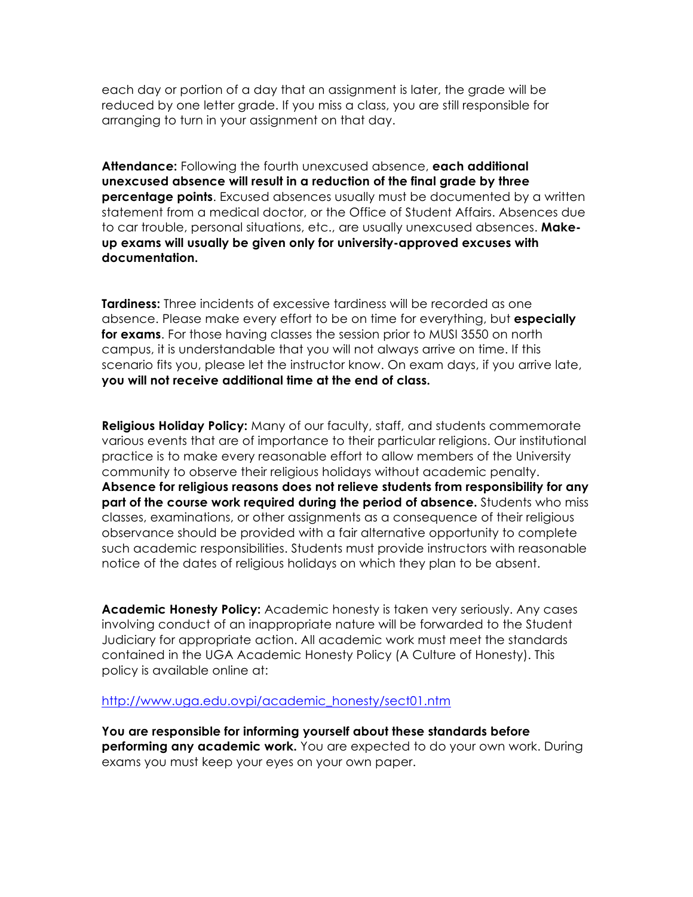each day or portion of a day that an assignment is later, the grade will be reduced by one letter grade. If you miss a class, you are still responsible for arranging to turn in your assignment on that day.

**Attendance:** Following the fourth unexcused absence, **each additional unexcused absence will result in a reduction of the final grade by three percentage points**. Excused absences usually must be documented by a written statement from a medical doctor, or the Office of Student Affairs. Absences due to car trouble, personal situations, etc., are usually unexcused absences. **Make-up exams will usually be given only for university-approved excuses with documentation.**

**Tardiness:** Three incidents of excessive tardiness will be recorded as one absence. Please make every effort to be on time for everything, but **especially for exams**. For those having classes the session prior to MUSI 3550 on north campus, it is understandable that you will not always arrive on time. If this scenario fits you, please let the instructor know. On exam days, if you arrive late, **you will not receive additional time at the end of class.**

**Religious Holiday Policy:** Many of our faculty, staff, and students commemorate various events that are of importance to their particular religions. Our institutional practice is to make every reasonable effort to allow members of the University community to observe their religious holidays without academic penalty. **Absence for religious reasons does not relieve students from responsibility for any part of the course work required during the period of absence.** Students who miss classes, examinations, or other assignments as a consequence of their religious observance should be provided with a fair alternative opportunity to complete such academic responsibilities. Students must provide instructors with reasonable notice of the dates of religious holidays on which they plan to be absent.

**Academic Honesty Policy:** Academic honesty is taken very seriously. Any cases involving conduct of an inappropriate nature will be forwarded to the Student Judiciary for appropriate action. All academic work must meet the standards contained in the UGA Academic Honesty Policy (A Culture of Honesty). This policy is available online at:

http://www.uga.edu.ovpi/academic_honesty/sect01.ntm

**You are responsible for informing yourself about these standards before performing any academic work.** You are expected to do your own work. During exams you must keep your eyes on your own paper.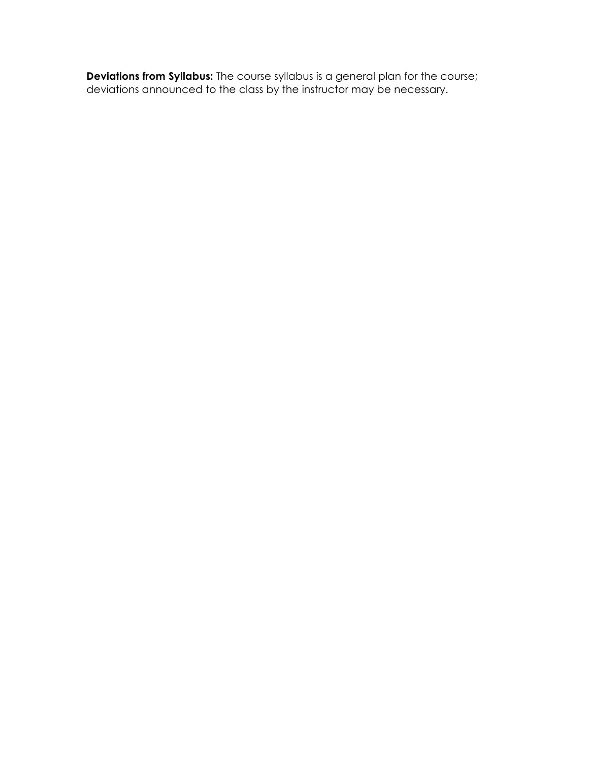**Deviations from Syllabus:** The course syllabus is a general plan for the course; deviations announced to the class by the instructor may be necessary.